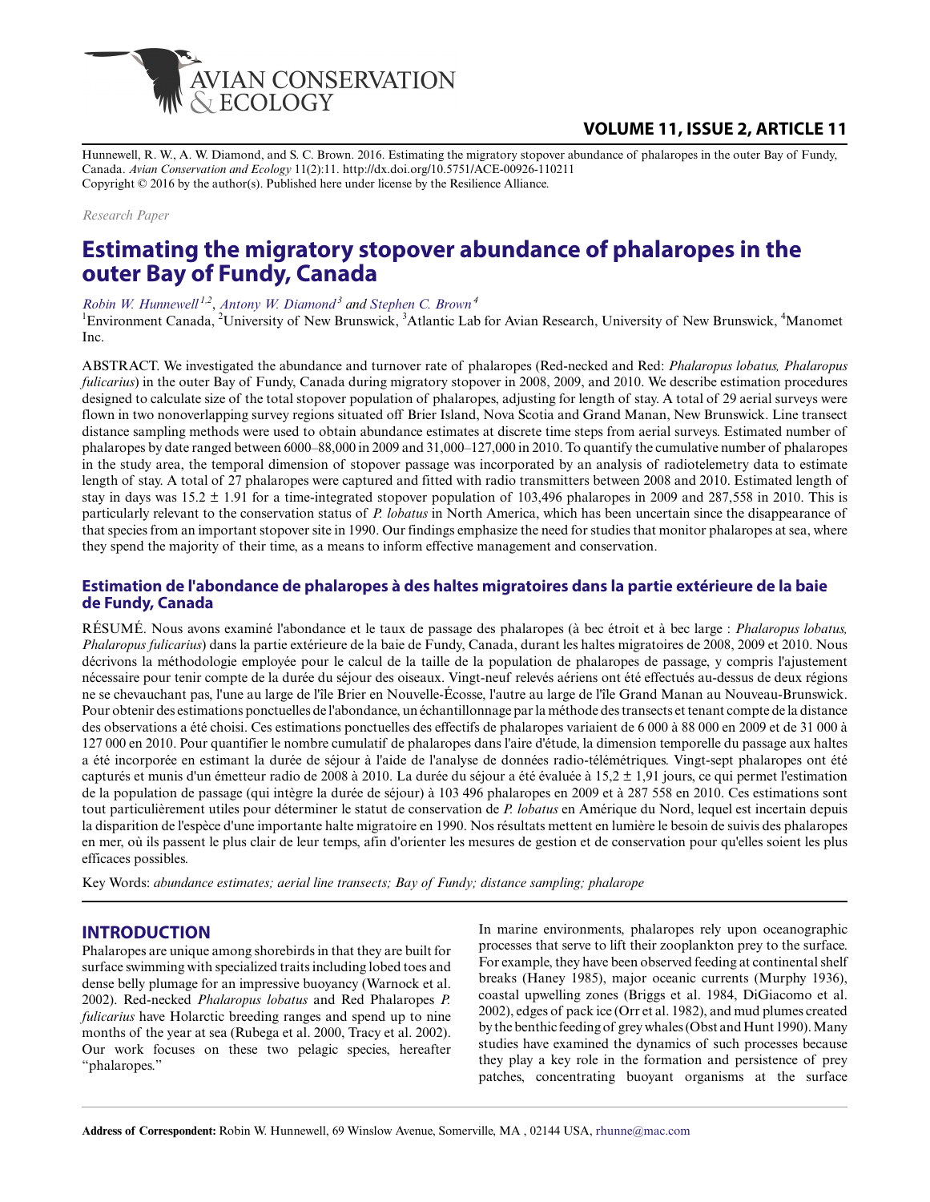Hunnewell, R. W., A. W. Diamond, and S. C. Brown. 2016. Estimating the migratory stopover abundance of phalaropes in the outer Bay of Fundy, Canada. *Avian Conservation and Ecology* 11(2):11. http://dx.doi.org/10.5751/ACE-00926-110211
Copyright © 2016 by the author(s). Published here under license by the Resilience Alliance.

*Research Paper*

# Estimating the migratory stopover abundance of phalaropes in the outer Bay of Fundy, Canada

*Robin W. Hunnewell*[1,2], *Antony W. Diamond*[3] *and Stephen C. Brown*[4]

[1]Environment Canada, [2]University of New Brunswick, [3]Atlantic Lab for Avian Research, University of New Brunswick, [4]Manomet Inc.

ABSTRACT. We investigated the abundance and turnover rate of phalaropes (Red-necked and Red: *Phalaropus lobatus, Phalaropus fulicarius*) in the outer Bay of Fundy, Canada during migratory stopover in 2008, 2009, and 2010. We describe estimation procedures designed to calculate size of the total stopover population of phalaropes, adjusting for length of stay. A total of 29 aerial surveys were flown in two nonoverlapping survey regions situated off Brier Island, Nova Scotia and Grand Manan, New Brunswick. Line transect distance sampling methods were used to obtain abundance estimates at discrete time steps from aerial surveys. Estimated number of phalaropes by date ranged between 6000–88,000 in 2009 and 31,000–127,000 in 2010. To quantify the cumulative number of phalaropes in the study area, the temporal dimension of stopover passage was incorporated by an analysis of radiotelemetry data to estimate length of stay. A total of 27 phalaropes were captured and fitted with radio transmitters between 2008 and 2010. Estimated length of stay in days was 15.2 ± 1.91 for a time-integrated stopover population of 103,496 phalaropes in 2009 and 287,558 in 2010. This is particularly relevant to the conservation status of *P. lobatus* in North America, which has been uncertain since the disappearance of that species from an important stopover site in 1990. Our findings emphasize the need for studies that monitor phalaropes at sea, where they spend the majority of their time, as a means to inform effective management and conservation.

## Estimation de l'abondance de phalaropes à des haltes migratoires dans la partie extérieure de la baie de Fundy, Canada

RÉSUMÉ. Nous avons examiné l'abondance et le taux de passage des phalaropes (à bec étroit et à bec large : *Phalaropus lobatus, Phalaropus fulicarius*) dans la partie extérieure de la baie de Fundy, Canada, durant les haltes migratoires de 2008, 2009 et 2010. Nous décrivons la méthodologie employée pour le calcul de la taille de la population de phalaropes de passage, y compris l'ajustement nécessaire pour tenir compte de la durée du séjour des oiseaux. Vingt-neuf relevés aériens ont été effectués au-dessus de deux régions ne se chevauchant pas, l'une au large de l'île Brier en Nouvelle-Écosse, l'autre au large de l'île Grand Manan au Nouveau-Brunswick. Pour obtenir des estimations ponctuelles de l'abondance, un échantillonnage par la méthode des transects et tenant compte de la distance des observations a été choisi. Ces estimations ponctuelles des effectifs de phalaropes variaient de 6 000 à 88 000 en 2009 et de 31 000 à 127 000 en 2010. Pour quantifier le nombre cumulatif de phalaropes dans l'aire d'étude, la dimension temporelle du passage aux haltes a été incorporée en estimant la durée de séjour à l'aide de l'analyse de données radio-télémétriques. Vingt-sept phalaropes ont été capturés et munis d'un émetteur radio de 2008 à 2010. La durée du séjour a été évaluée à 15,2 ± 1,91 jours, ce qui permet l'estimation de la population de passage (qui intègre la durée de séjour) à 103 496 phalaropes en 2009 et à 287 558 en 2010. Ces estimations sont tout particulièrement utiles pour déterminer le statut de conservation de *P. lobatus* en Amérique du Nord, lequel est incertain depuis la disparition de l'espèce d'une importante halte migratoire en 1990. Nos résultats mettent en lumière le besoin de suivis des phalaropes en mer, où ils passent le plus clair de leur temps, afin d'orienter les mesures de gestion et de conservation pour qu'elles soient les plus efficaces possibles.

Key Words: *abundance estimates; aerial line transects; Bay of Fundy; distance sampling; phalarope*

## INTRODUCTION

Phalaropes are unique among shorebirds in that they are built for surface swimming with specialized traits including lobed toes and dense belly plumage for an impressive buoyancy (Warnock et al. 2002). Red-necked *Phalaropus lobatus* and Red Phalaropes *P. fulicarius* have Holarctic breeding ranges and spend up to nine months of the year at sea (Rubega et al. 2000, Tracy et al. 2002). Our work focuses on these two pelagic species, hereafter "phalaropes."

In marine environments, phalaropes rely upon oceanographic processes that serve to lift their zooplankton prey to the surface. For example, they have been observed feeding at continental shelf breaks (Haney 1985), major oceanic currents (Murphy 1936), coastal upwelling zones (Briggs et al. 1984, DiGiacomo et al. 2002), edges of pack ice (Orr et al. 1982), and mud plumes created by the benthic feeding of grey whales (Obst and Hunt 1990). Many studies have examined the dynamics of such processes because they play a key role in the formation and persistence of prey patches, concentrating buoyant organisms at the surface

**Address of Correspondent:** Robin W. Hunnewell, 69 Winslow Avenue, Somerville, MA , 02144 USA, rhunne@mac.com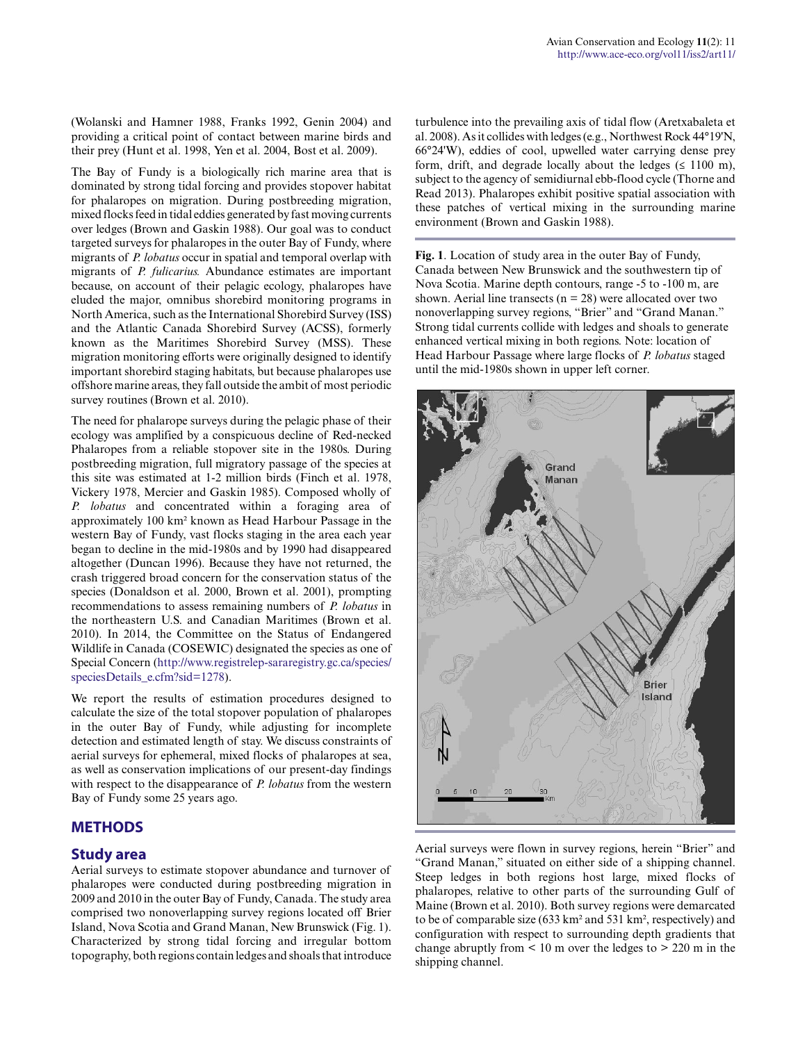(Wolanski and Hamner 1988, Franks 1992, Genin 2004) and providing a critical point of contact between marine birds and their prey (Hunt et al. 1998, Yen et al. 2004, Bost et al. 2009).

The Bay of Fundy is a biologically rich marine area that is dominated by strong tidal forcing and provides stopover habitat for phalaropes on migration. During postbreeding migration, mixed flocks feed in tidal eddies generated by fast moving currents over ledges (Brown and Gaskin 1988). Our goal was to conduct targeted surveys for phalaropes in the outer Bay of Fundy, where migrants of *P. lobatus* occur in spatial and temporal overlap with migrants of *P. fulicarius.* Abundance estimates are important because, on account of their pelagic ecology, phalaropes have eluded the major, omnibus shorebird monitoring programs in North America, such as the International Shorebird Survey (ISS) and the Atlantic Canada Shorebird Survey (ACSS), formerly known as the Maritimes Shorebird Survey (MSS). These migration monitoring efforts were originally designed to identify important shorebird staging habitats, but because phalaropes use offshore marine areas, they fall outside the ambit of most periodic survey routines (Brown et al. 2010).

The need for phalarope surveys during the pelagic phase of their ecology was amplified by a conspicuous decline of Red-necked Phalaropes from a reliable stopover site in the 1980s. During postbreeding migration, full migratory passage of the species at this site was estimated at 1-2 million birds (Finch et al. 1978, Vickery 1978, Mercier and Gaskin 1985). Composed wholly of *P. lobatus* and concentrated within a foraging area of approximately 100 km² known as Head Harbour Passage in the western Bay of Fundy, vast flocks staging in the area each year began to decline in the mid-1980s and by 1990 had disappeared altogether (Duncan 1996). Because they have not returned, the crash triggered broad concern for the conservation status of the species (Donaldson et al. 2000, Brown et al. 2001), prompting recommendations to assess remaining numbers of *P. lobatus* in the northeastern U.S. and Canadian Maritimes (Brown et al. 2010). In 2014, the Committee on the Status of Endangered Wildlife in Canada (COSEWIC) designated the species as one of Special Concern (http://www.registrelep-sararegistry.gc.ca/species/speciesDetails_e.cfm?sid=1278).

We report the results of estimation procedures designed to calculate the size of the total stopover population of phalaropes in the outer Bay of Fundy, while adjusting for incomplete detection and estimated length of stay. We discuss constraints of aerial surveys for ephemeral, mixed flocks of phalaropes at sea, as well as conservation implications of our present-day findings with respect to the disappearance of *P. lobatus* from the western Bay of Fundy some 25 years ago.

## METHODS

### Study area

Aerial surveys to estimate stopover abundance and turnover of phalaropes were conducted during postbreeding migration in 2009 and 2010 in the outer Bay of Fundy, Canada. The study area comprised two nonoverlapping survey regions located off Brier Island, Nova Scotia and Grand Manan, New Brunswick (Fig. 1). Characterized by strong tidal forcing and irregular bottom topography, both regions contain ledges and shoals that introduce turbulence into the prevailing axis of tidal flow (Aretxabaleta et al. 2008). As it collides with ledges (e.g., Northwest Rock 44°19'N, 66°24'W), eddies of cool, upwelled water carrying dense prey form, drift, and degrade locally about the ledges (≤ 1100 m), subject to the agency of semidiurnal ebb-flood cycle (Thorne and Read 2013). Phalaropes exhibit positive spatial association with these patches of vertical mixing in the surrounding marine environment (Brown and Gaskin 1988).

**Fig. 1**. Location of study area in the outer Bay of Fundy, Canada between New Brunswick and the southwestern tip of Nova Scotia. Marine depth contours, range -5 to -100 m, are shown. Aerial line transects (n = 28) were allocated over two nonoverlapping survey regions, "Brier" and "Grand Manan." Strong tidal currents collide with ledges and shoals to generate enhanced vertical mixing in both regions. Note: location of Head Harbour Passage where large flocks of *P. lobatus* staged until the mid-1980s shown in upper left corner.

Aerial surveys were flown in survey regions, herein "Brier" and "Grand Manan," situated on either side of a shipping channel. Steep ledges in both regions host large, mixed flocks of phalaropes, relative to other parts of the surrounding Gulf of Maine (Brown et al. 2010). Both survey regions were demarcated to be of comparable size (633 km² and 531 km², respectively) and configuration with respect to surrounding depth gradients that change abruptly from < 10 m over the ledges to > 220 m in the shipping channel.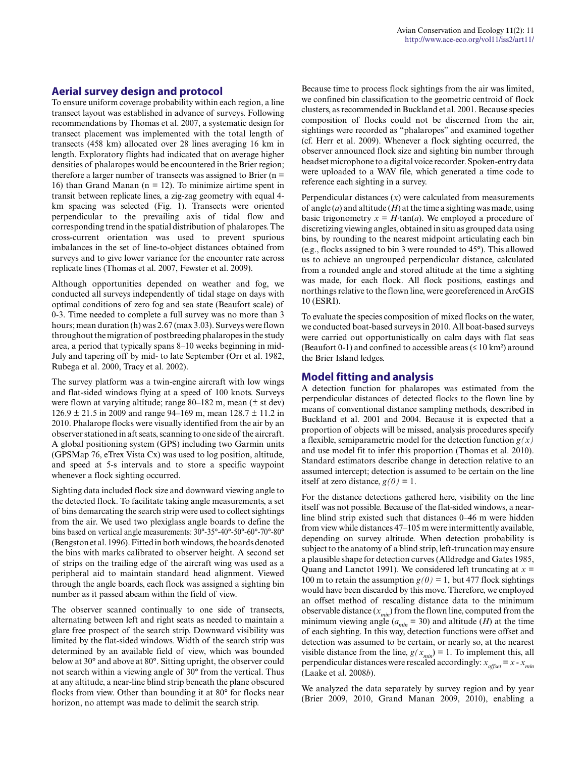## Aerial survey design and protocol

To ensure uniform coverage probability within each region, a line transect layout was established in advance of surveys. Following recommendations by Thomas et al. 2007, a systematic design for transect placement was implemented with the total length of transects (458 km) allocated over 28 lines averaging 16 km in length. Exploratory flights had indicated that on average higher densities of phalaropes would be encountered in the Brier region; therefore a larger number of transects was assigned to Brier (n = 16) than Grand Manan (n = 12). To minimize airtime spent in transit between replicate lines, a zig-zag geometry with equal 4-km spacing was selected (Fig. 1). Transects were oriented perpendicular to the prevailing axis of tidal flow and corresponding trend in the spatial distribution of phalaropes. The cross-current orientation was used to prevent spurious imbalances in the set of line-to-object distances obtained from surveys and to give lower variance for the encounter rate across replicate lines (Thomas et al. 2007, Fewster et al. 2009).

Although opportunities depended on weather and fog, we conducted all surveys independently of tidal stage on days with optimal conditions of zero fog and sea state (Beaufort scale) of 0-3. Time needed to complete a full survey was no more than 3 hours; mean duration (h) was 2.67 (max 3.03). Surveys were flown throughout the migration of postbreeding phalaropes in the study area, a period that typically spans 8–10 weeks beginning in mid-July and tapering off by mid- to late September (Orr et al. 1982, Rubega et al. 2000, Tracy et al. 2002).

The survey platform was a twin-engine aircraft with low wings and flat-sided windows flying at a speed of 100 knots. Surveys were flown at varying altitude; range 80–182 m, mean (± st dev) 126.9 ± 21.5 in 2009 and range 94–169 m, mean 128.7 ± 11.2 in 2010. Phalarope flocks were visually identified from the air by an observer stationed in aft seats, scanning to one side of the aircraft. A global positioning system (GPS) including two Garmin units (GPSMap 76, eTrex Vista Cx) was used to log position, altitude, and speed at 5-s intervals and to store a specific waypoint whenever a flock sighting occurred.

Sighting data included flock size and downward viewing angle to the detected flock. To facilitate taking angle measurements, a set of bins demarcating the search strip were used to collect sightings from the air. We used two plexiglass angle boards to define the bins based on vertical angle measurements: 30°-35°-40°-50°-60°-70°-80° (Bengston et al. 1996). Fitted in both windows, the boards denoted the bins with marks calibrated to observer height. A second set of strips on the trailing edge of the aircraft wing was used as a peripheral aid to maintain standard head alignment. Viewed through the angle boards, each flock was assigned a sighting bin number as it passed abeam within the field of view.

The observer scanned continually to one side of transects, alternating between left and right seats as needed to maintain a glare free prospect of the search strip. Downward visibility was limited by the flat-sided windows. Width of the search strip was determined by an available field of view, which was bounded below at 30° and above at 80°. Sitting upright, the observer could not search within a viewing angle of 30° from the vertical. Thus at any altitude, a near-line blind strip beneath the plane obscured flocks from view. Other than bounding it at 80° for flocks near horizon, no attempt was made to delimit the search strip.

Because time to process flock sightings from the air was limited, we confined bin classification to the geometric centroid of flock clusters, as recommended in Buckland et al. 2001. Because species composition of flocks could not be discerned from the air, sightings were recorded as "phalaropes" and examined together (cf. Herr et al. 2009). Whenever a flock sighting occurred, the observer announced flock size and sighting bin number through headset microphone to a digital voice recorder. Spoken-entry data were uploaded to a WAV file, which generated a time code to reference each sighting in a survey.

Perpendicular distances ($x$) were calculated from measurements of angle ($a$) and altitude ($H$) at the time a sighting was made, using basic trigonometry $x = H \cdot \tan(a)$. We employed a procedure of discretizing viewing angles, obtained in situ as grouped data using bins, by rounding to the nearest midpoint articulating each bin (e.g., flocks assigned to bin 3 were rounded to 45°). This allowed us to achieve an ungrouped perpendicular distance, calculated from a rounded angle and stored altitude at the time a sighting was made, for each flock. All flock positions, eastings and northings relative to the flown line, were georeferenced in ArcGIS 10 (ESRI).

To evaluate the species composition of mixed flocks on the water, we conducted boat-based surveys in 2010. All boat-based surveys were carried out opportunistically on calm days with flat seas (Beaufort 0-1) and confined to accessible areas (≤ 10 km²) around the Brier Island ledges.

## Model fitting and analysis

A detection function for phalaropes was estimated from the perpendicular distances of detected flocks to the flown line by means of conventional distance sampling methods, described in Buckland et al. 2001 and 2004. Because it is expected that a proportion of objects will be missed, analysis procedures specify a flexible, semiparametric model for the detection function $g(x)$ and use model fit to infer this proportion (Thomas et al. 2010). Standard estimators describe change in detection relative to an assumed intercept; detection is assumed to be certain on the line itself at zero distance, $g(0) = 1$.

For the distance detections gathered here, visibility on the line itself was not possible. Because of the flat-sided windows, a near-line blind strip existed such that distances 0–46 m were hidden from view while distances 47–105 m were intermittently available, depending on survey altitude. When detection probability is subject to the anatomy of a blind strip, left-truncation may ensure a plausible shape for detection curves (Alldredge and Gates 1985, Quang and Lanctot 1991). We considered left truncating at $x$ = 100 m to retain the assumption $g(0) = 1$, but 477 flock sightings would have been discarded by this move. Therefore, we employed an offset method of rescaling distance data to the minimum observable distance ($x_{min}$) from the flown line, computed from the minimum viewing angle ($a_{min}$ = 30) and altitude ($H$) at the time of each sighting. In this way, detection functions were offset and detection was assumed to be certain, or nearly so, at the nearest visible distance from the line, $g(x_{min}) = 1$. To implement this, all perpendicular distances were rescaled accordingly: $x_{offset} = x - x_{min}$ (Laake et al. 2008*b*).

We analyzed the data separately by survey region and by year (Brier 2009, 2010, Grand Manan 2009, 2010), enabling a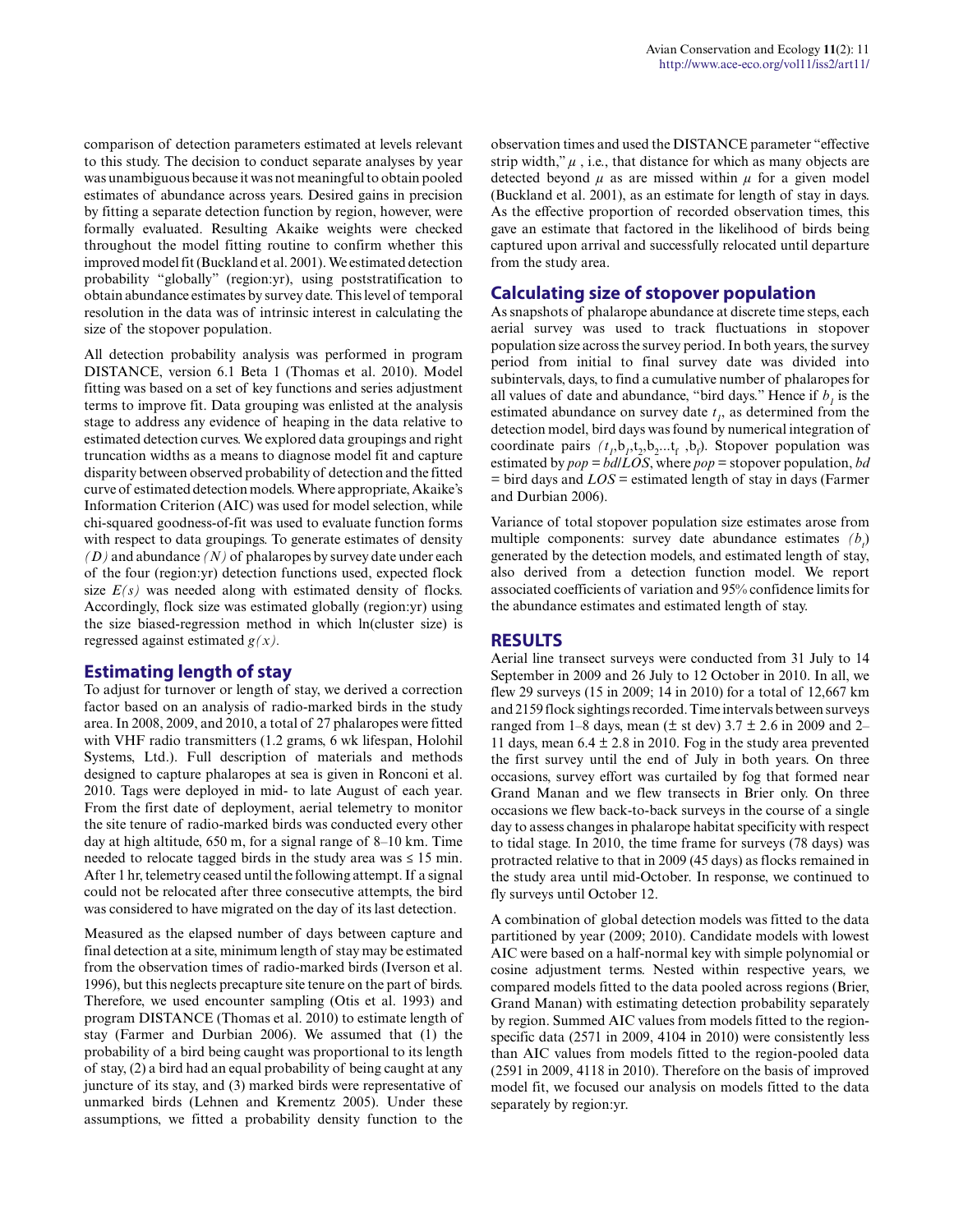comparison of detection parameters estimated at levels relevant to this study. The decision to conduct separate analyses by year was unambiguous because it was not meaningful to obtain pooled estimates of abundance across years. Desired gains in precision by fitting a separate detection function by region, however, were formally evaluated. Resulting Akaike weights were checked throughout the model fitting routine to confirm whether this improved model fit (Buckland et al. 2001). We estimated detection probability "globally" (region:yr), using poststratification to obtain abundance estimates by survey date. This level of temporal resolution in the data was of intrinsic interest in calculating the size of the stopover population.

All detection probability analysis was performed in program DISTANCE, version 6.1 Beta 1 (Thomas et al. 2010). Model fitting was based on a set of key functions and series adjustment terms to improve fit. Data grouping was enlisted at the analysis stage to address any evidence of heaping in the data relative to estimated detection curves. We explored data groupings and right truncation widths as a means to diagnose model fit and capture disparity between observed probability of detection and the fitted curve of estimated detection models. Where appropriate, Akaike's Information Criterion (AIC) was used for model selection, while chi-squared goodness-of-fit was used to evaluate function forms with respect to data groupings. To generate estimates of density *(D)* and abundance *(N)* of phalaropes by survey date under each of the four (region:yr) detection functions used, expected flock size *E(s)* was needed along with estimated density of flocks. Accordingly, flock size was estimated globally (region:yr) using the size biased-regression method in which ln(cluster size) is regressed against estimated *g(x)*.

## Estimating length of stay

To adjust for turnover or length of stay, we derived a correction factor based on an analysis of radio-marked birds in the study area. In 2008, 2009, and 2010, a total of 27 phalaropes were fitted with VHF radio transmitters (1.2 grams, 6 wk lifespan, Holohil Systems, Ltd.). Full description of materials and methods designed to capture phalaropes at sea is given in Ronconi et al. 2010. Tags were deployed in mid- to late August of each year. From the first date of deployment, aerial telemetry to monitor the site tenure of radio-marked birds was conducted every other day at high altitude, 650 m, for a signal range of 8–10 km. Time needed to relocate tagged birds in the study area was ≤ 15 min. After 1 hr, telemetry ceased until the following attempt. If a signal could not be relocated after three consecutive attempts, the bird was considered to have migrated on the day of its last detection.

Measured as the elapsed number of days between capture and final detection at a site, minimum length of stay may be estimated from the observation times of radio-marked birds (Iverson et al. 1996), but this neglects precapture site tenure on the part of birds. Therefore, we used encounter sampling (Otis et al. 1993) and program DISTANCE (Thomas et al. 2010) to estimate length of stay (Farmer and Durbian 2006). We assumed that (1) the probability of a bird being caught was proportional to its length of stay, (2) a bird had an equal probability of being caught at any juncture of its stay, and (3) marked birds were representative of unmarked birds (Lehnen and Krementz 2005). Under these assumptions, we fitted a probability density function to the observation times and used the DISTANCE parameter "effective strip width," $\mu$ , i.e., that distance for which as many objects are detected beyond $\mu$ as are missed within $\mu$ for a given model (Buckland et al. 2001), as an estimate for length of stay in days. As the effective proportion of recorded observation times, this gave an estimate that factored in the likelihood of birds being captured upon arrival and successfully relocated until departure from the study area.

## Calculating size of stopover population

As snapshots of phalarope abundance at discrete time steps, each aerial survey was used to track fluctuations in stopover population size across the survey period. In both years, the survey period from initial to final survey date was divided into subintervals, days, to find a cumulative number of phalaropes for all values of date and abundance, "bird days." Hence if $b_1$ is the estimated abundance on survey date $t_1$, as determined from the detection model, bird days was found by numerical integration of coordinate pairs $(t_1,b_1,t_2,b_2 \ldots t_f, b_f)$. Stopover population was estimated by $pop = bd/LOS$, where $pop$ = stopover population, $bd$ = bird days and $LOS$ = estimated length of stay in days (Farmer and Durbian 2006).

Variance of total stopover population size estimates arose from multiple components: survey date abundance estimates $(b_t)$ generated by the detection models, and estimated length of stay, also derived from a detection function model. We report associated coefficients of variation and 95% confidence limits for the abundance estimates and estimated length of stay.

## RESULTS

Aerial line transect surveys were conducted from 31 July to 14 September in 2009 and 26 July to 12 October in 2010. In all, we flew 29 surveys (15 in 2009; 14 in 2010) for a total of 12,667 km and 2159 flock sightings recorded. Time intervals between surveys ranged from 1–8 days, mean (± st dev) 3.7 ± 2.6 in 2009 and 2–11 days, mean 6.4 ± 2.8 in 2010. Fog in the study area prevented the first survey until the end of July in both years. On three occasions, survey effort was curtailed by fog that formed near Grand Manan and we flew transects in Brier only. On three occasions we flew back-to-back surveys in the course of a single day to assess changes in phalarope habitat specificity with respect to tidal stage. In 2010, the time frame for surveys (78 days) was protracted relative to that in 2009 (45 days) as flocks remained in the study area until mid-October. In response, we continued to fly surveys until October 12.

A combination of global detection models was fitted to the data partitioned by year (2009; 2010). Candidate models with lowest AIC were based on a half-normal key with simple polynomial or cosine adjustment terms. Nested within respective years, we compared models fitted to the data pooled across regions (Brier, Grand Manan) with estimating detection probability separately by region. Summed AIC values from models fitted to the region-specific data (2571 in 2009, 4104 in 2010) were consistently less than AIC values from models fitted to the region-pooled data (2591 in 2009, 4118 in 2010). Therefore on the basis of improved model fit, we focused our analysis on models fitted to the data separately by region:yr.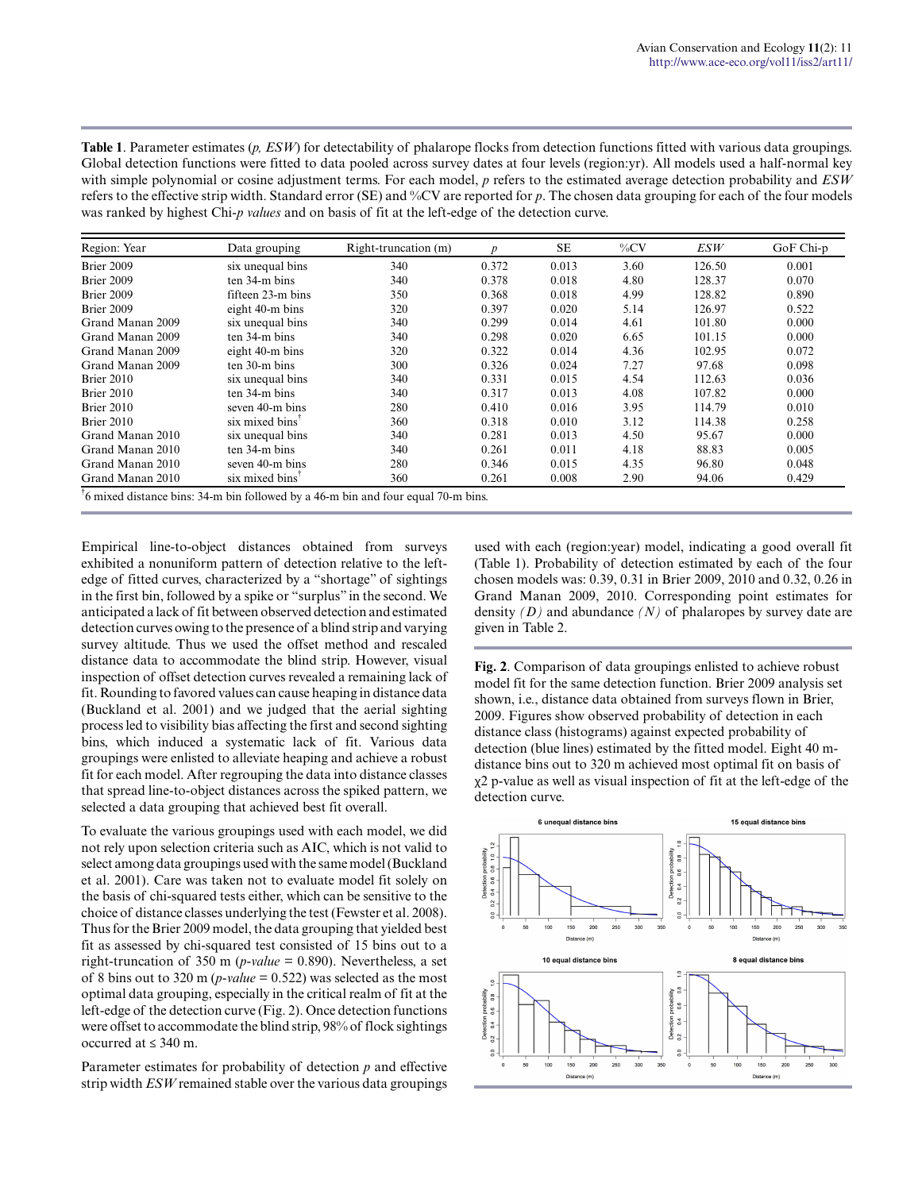**Table 1**. Parameter estimates (*p, ESW*) for detectability of phalarope flocks from detection functions fitted with various data groupings. Global detection functions were fitted to data pooled across survey dates at four levels (region:yr). All models used a half-normal key with simple polynomial or cosine adjustment terms. For each model, *p* refers to the estimated average detection probability and *ESW* refers to the effective strip width. Standard error (SE) and %CV are reported for *p*. The chosen data grouping for each of the four models was ranked by highest Chi-*p values* and on basis of fit at the left-edge of the detection curve.

| Region: Year | Data grouping | Right-truncation (m) | *p* | SE | %CV | *ESW* | GoF Chi-p |
|---|---|---|---|---|---|---|---|
| Brier 2009 | six unequal bins | 340 | 0.372 | 0.013 | 3.60 | 126.50 | 0.001 |
| Brier 2009 | ten 34-m bins | 340 | 0.378 | 0.018 | 4.80 | 128.37 | 0.070 |
| Brier 2009 | fifteen 23-m bins | 350 | 0.368 | 0.018 | 4.99 | 128.82 | 0.890 |
| Brier 2009 | eight 40-m bins | 320 | 0.397 | 0.020 | 5.14 | 126.97 | 0.522 |
| Grand Manan 2009 | six unequal bins | 340 | 0.299 | 0.014 | 4.61 | 101.80 | 0.000 |
| Grand Manan 2009 | ten 34-m bins | 340 | 0.298 | 0.020 | 6.65 | 101.15 | 0.000 |
| Grand Manan 2009 | eight 40-m bins | 320 | 0.322 | 0.014 | 4.36 | 102.95 | 0.072 |
| Grand Manan 2009 | ten 30-m bins | 300 | 0.326 | 0.024 | 7.27 | 97.68 | 0.098 |
| Brier 2010 | six unequal bins | 340 | 0.331 | 0.015 | 4.54 | 112.63 | 0.036 |
| Brier 2010 | ten 34-m bins | 340 | 0.317 | 0.013 | 4.08 | 107.82 | 0.000 |
| Brier 2010 | seven 40-m bins | 280 | 0.410 | 0.016 | 3.95 | 114.79 | 0.010 |
| Brier 2010 | six mixed bins[†] | 360 | 0.318 | 0.010 | 3.12 | 114.38 | 0.258 |
| Grand Manan 2010 | six unequal bins | 340 | 0.281 | 0.013 | 4.50 | 95.67 | 0.000 |
| Grand Manan 2010 | ten 34-m bins | 340 | 0.261 | 0.011 | 4.18 | 88.83 | 0.005 |
| Grand Manan 2010 | seven 40-m bins | 280 | 0.346 | 0.015 | 4.35 | 96.80 | 0.048 |
| Grand Manan 2010 | six mixed bins[†] | 360 | 0.261 | 0.008 | 2.90 | 94.06 | 0.429 |

[†]6 mixed distance bins: 34-m bin followed by a 46-m bin and four equal 70-m bins.

Empirical line-to-object distances obtained from surveys exhibited a nonuniform pattern of detection relative to the left-edge of fitted curves, characterized by a "shortage" of sightings in the first bin, followed by a spike or "surplus" in the second. We anticipated a lack of fit between observed detection and estimated detection curves owing to the presence of a blind strip and varying survey altitude. Thus we used the offset method and rescaled distance data to accommodate the blind strip. However, visual inspection of offset detection curves revealed a remaining lack of fit. Rounding to favored values can cause heaping in distance data (Buckland et al. 2001) and we judged that the aerial sighting process led to visibility bias affecting the first and second sighting bins, which induced a systematic lack of fit. Various data groupings were enlisted to alleviate heaping and achieve a robust fit for each model. After regrouping the data into distance classes that spread line-to-object distances across the spiked pattern, we selected a data grouping that achieved best fit overall.

To evaluate the various groupings used with each model, we did not rely upon selection criteria such as AIC, which is not valid to select among data groupings used with the same model (Buckland et al. 2001). Care was taken not to evaluate model fit solely on the basis of chi-squared tests either, which can be sensitive to the choice of distance classes underlying the test (Fewster et al. 2008). Thus for the Brier 2009 model, the data grouping that yielded best fit as assessed by chi-squared test consisted of 15 bins out to a right-truncation of 350 m (*p-value* = 0.890). Nevertheless, a set of 8 bins out to 320 m (*p-value* = 0.522) was selected as the most optimal data grouping, especially in the critical realm of fit at the left-edge of the detection curve (Fig. 2). Once detection functions were offset to accommodate the blind strip, 98% of flock sightings occurred at ≤ 340 m.

Parameter estimates for probability of detection *p* and effective strip width *ESW* remained stable over the various data groupings used with each (region:year) model, indicating a good overall fit (Table 1). Probability of detection estimated by each of the four chosen models was: 0.39, 0.31 in Brier 2009, 2010 and 0.32, 0.26 in Grand Manan 2009, 2010. Corresponding point estimates for density *(D)* and abundance *(N)* of phalaropes by survey date are given in Table 2.

**Fig. 2**. Comparison of data groupings enlisted to achieve robust model fit for the same detection function. Brier 2009 analysis set shown, i.e., distance data obtained from surveys flown in Brier, 2009. Figures show observed probability of detection in each distance class (histograms) against expected probability of detection (blue lines) estimated by the fitted model. Eight 40 m-distance bins out to 320 m achieved most optimal fit on basis of $\chi 2$ p-value as well as visual inspection of fit at the left-edge of the detection curve.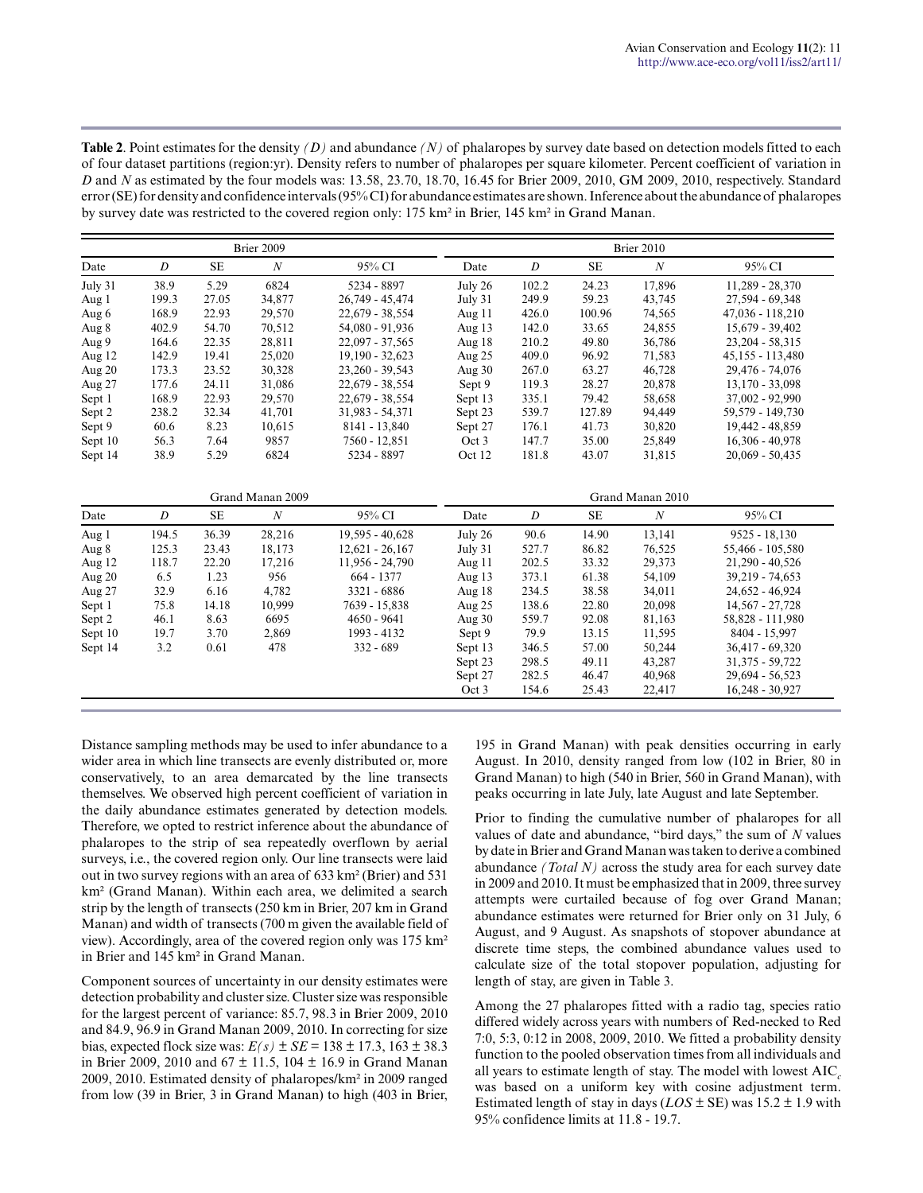**Table 2**. Point estimates for the density *(D)* and abundance *(N)* of phalaropes by survey date based on detection models fitted to each of four dataset partitions (region:yr). Density refers to number of phalaropes per square kilometer. Percent coefficient of variation in *D* and *N* as estimated by the four models was: 13.58, 23.70, 18.70, 16.45 for Brier 2009, 2010, GM 2009, 2010, respectively. Standard error (SE) for density and confidence intervals (95% CI) for abundance estimates are shown. Inference about the abundance of phalaropes by survey date was restricted to the covered region only: 175 km² in Brier, 145 km² in Grand Manan.

| Brier 2009 | | | | | Brier 2010 | | | | |
|---|---|---|---|---|---|---|---|---|---|
| Date | *D* | SE | *N* | 95% CI | Date | *D* | SE | *N* | 95% CI |
| July 31 | 38.9 | 5.29 | 6824 | 5234 - 8897 | July 26 | 102.2 | 24.23 | 17,896 | 11,289 - 28,370 |
| Aug 1 | 199.3 | 27.05 | 34,877 | 26,749 - 45,474 | July 31 | 249.9 | 59.23 | 43,745 | 27,594 - 69,348 |
| Aug 6 | 168.9 | 22.93 | 29,570 | 22,679 - 38,554 | Aug 11 | 426.0 | 100.96 | 74,565 | 47,036 - 118,210 |
| Aug 8 | 402.9 | 54.70 | 70,512 | 54,080 - 91,936 | Aug 13 | 142.0 | 33.65 | 24,855 | 15,679 - 39,402 |
| Aug 9 | 164.6 | 22.35 | 28,811 | 22,097 - 37,565 | Aug 18 | 210.2 | 49.80 | 36,786 | 23,204 - 58,315 |
| Aug 12 | 142.9 | 19.41 | 25,020 | 19,190 - 32,623 | Aug 25 | 409.0 | 96.92 | 71,583 | 45,155 - 113,480 |
| Aug 20 | 173.3 | 23.52 | 30,328 | 23,260 - 39,543 | Aug 30 | 267.0 | 63.27 | 46,728 | 29,476 - 74,076 |
| Aug 27 | 177.6 | 24.11 | 31,086 | 22,679 - 38,554 | Sept 9 | 119.3 | 28.27 | 20,878 | 13,170 - 33,098 |
| Sept 1 | 168.9 | 22.93 | 29,570 | 22,679 - 38,554 | Sept 13 | 335.1 | 79.42 | 58,658 | 37,002 - 92,990 |
| Sept 2 | 238.2 | 32.34 | 41,701 | 31,983 - 54,371 | Sept 23 | 539.7 | 127.89 | 94,449 | 59,579 - 149,730 |
| Sept 9 | 60.6 | 8.23 | 10,615 | 8141 - 13,840 | Sept 27 | 176.1 | 41.73 | 30,820 | 19,442 - 48,859 |
| Sept 10 | 56.3 | 7.64 | 9857 | 7560 - 12,851 | Oct 3 | 147.7 | 35.00 | 25,849 | 16,306 - 40,978 |
| Sept 14 | 38.9 | 5.29 | 6824 | 5234 - 8897 | Oct 12 | 181.8 | 43.07 | 31,815 | 20,069 - 50,435 |

| Grand Manan 2009 | | | | | Grand Manan 2010 | | | | |
|---|---|---|---|---|---|---|---|---|---|
| Date | *D* | SE | *N* | 95% CI | Date | *D* | SE | *N* | 95% CI |
| Aug 1 | 194.5 | 36.39 | 28,216 | 19,595 - 40,628 | July 26 | 90.6 | 14.90 | 13,141 | 9525 - 18,130 |
| Aug 8 | 125.3 | 23.43 | 18,173 | 12,621 - 26,167 | July 31 | 527.7 | 86.82 | 76,525 | 55,466 - 105,580 |
| Aug 12 | 118.7 | 22.20 | 17,216 | 11,956 - 24,790 | Aug 11 | 202.5 | 33.32 | 29,373 | 21,290 - 40,526 |
| Aug 20 | 6.5 | 1.23 | 956 | 664 - 1377 | Aug 13 | 373.1 | 61.38 | 54,109 | 39,219 - 74,653 |
| Aug 27 | 32.9 | 6.16 | 4,782 | 3321 - 6886 | Aug 18 | 234.5 | 38.58 | 34,011 | 24,652 - 46,924 |
| Sept 1 | 75.8 | 14.18 | 10,999 | 7639 - 15,838 | Aug 25 | 138.6 | 22.80 | 20,098 | 14,567 - 27,728 |
| Sept 2 | 46.1 | 8.63 | 6695 | 4650 - 9641 | Aug 30 | 559.7 | 92.08 | 81,163 | 58,828 - 111,980 |
| Sept 10 | 19.7 | 3.70 | 2,869 | 1993 - 4132 | Sept 9 | 79.9 | 13.15 | 11,595 | 8404 - 15,997 |
| Sept 14 | 3.2 | 0.61 | 478 | 332 - 689 | Sept 13 | 346.5 | 57.00 | 50,244 | 36,417 - 69,320 |
| | | | | | Sept 23 | 298.5 | 49.11 | 43,287 | 31,375 - 59,722 |
| | | | | | Sept 27 | 282.5 | 46.47 | 40,968 | 29,694 - 56,523 |
| | | | | | Oct 3 | 154.6 | 25.43 | 22,417 | 16,248 - 30,927 |

Distance sampling methods may be used to infer abundance to a wider area in which line transects are evenly distributed or, more conservatively, to an area demarcated by the line transects themselves. We observed high percent coefficient of variation in the daily abundance estimates generated by detection models. Therefore, we opted to restrict inference about the abundance of phalaropes to the strip of sea repeatedly overflown by aerial surveys, i.e., the covered region only. Our line transects were laid out in two survey regions with an area of 633 km² (Brier) and 531 km² (Grand Manan). Within each area, we delimited a search strip by the length of transects (250 km in Brier, 207 km in Grand Manan) and width of transects (700 m given the available field of view). Accordingly, area of the covered region only was 175 km² in Brier and 145 km² in Grand Manan.

Component sources of uncertainty in our density estimates were detection probability and cluster size. Cluster size was responsible for the largest percent of variance: 85.7, 98.3 in Brier 2009, 2010 and 84.9, 96.9 in Grand Manan 2009, 2010. In correcting for size bias, expected flock size was: $E(s) \pm SE = 138 \pm 17.3$, $163 \pm 38.3$ in Brier 2009, 2010 and $67 \pm 11.5$, $104 \pm 16.9$ in Grand Manan 2009, 2010. Estimated density of phalaropes/km² in 2009 ranged from low (39 in Brier, 3 in Grand Manan) to high (403 in Brier, 195 in Grand Manan) with peak densities occurring in early August. In 2010, density ranged from low (102 in Brier, 80 in Grand Manan) to high (540 in Brier, 560 in Grand Manan), with peaks occurring in late July, late August and late September.

Prior to finding the cumulative number of phalaropes for all values of date and abundance, "bird days," the sum of *N* values by date in Brier and Grand Manan was taken to derive a combined abundance *(Total N)* across the study area for each survey date in 2009 and 2010. It must be emphasized that in 2009, three survey attempts were curtailed because of fog over Grand Manan; abundance estimates were returned for Brier only on 31 July, 6 August, and 9 August. As snapshots of stopover abundance at discrete time steps, the combined abundance values used to calculate size of the total stopover population, adjusting for length of stay, are given in Table 3.

Among the 27 phalaropes fitted with a radio tag, species ratio differed widely across years with numbers of Red-necked to Red 7:0, 5:3, 0:12 in 2008, 2009, 2010. We fitted a probability density function to the pooled observation times from all individuals and all years to estimate length of stay. The model with lowest $AIC_c$ was based on a uniform key with cosine adjustment term. Estimated length of stay in days ($LOS \pm SE$) was $15.2 \pm 1.9$ with 95% confidence limits at 11.8 - 19.7.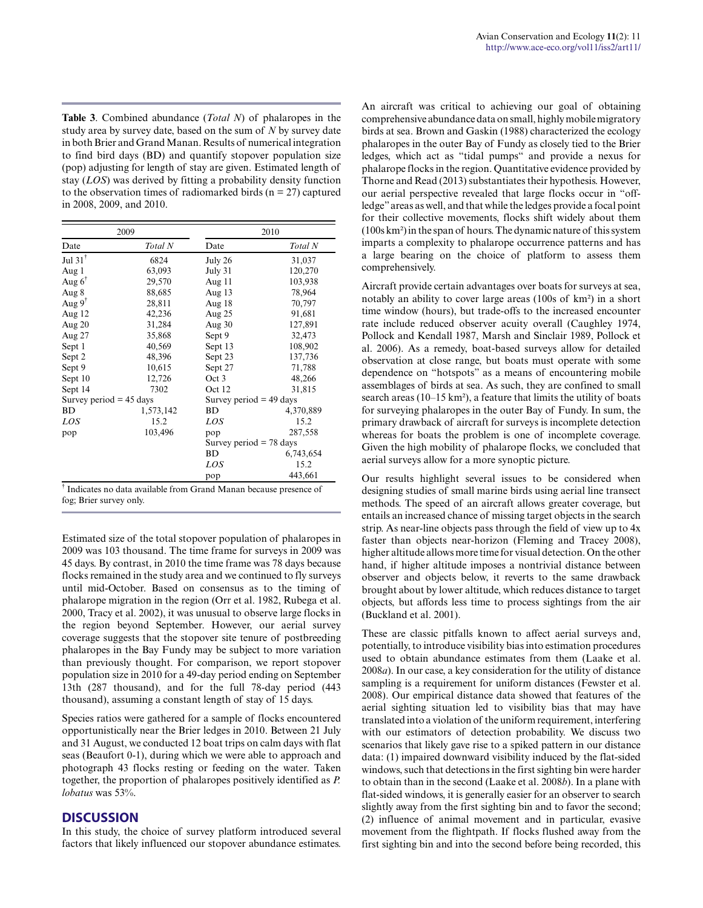**Table 3**. Combined abundance (*Total N*) of phalaropes in the study area by survey date, based on the sum of *N* by survey date in both Brier and Grand Manan. Results of numerical integration to find bird days (BD) and quantify stopover population size (pop) adjusting for length of stay are given. Estimated length of stay (*LOS*) was derived by fitting a probability density function to the observation times of radiomarked birds (n = 27) captured in 2008, 2009, and 2010.

| 2009 | | 2010 | |
|---|---|---|---|
| Date | *Total N* | Date | *Total N* |
| Jul 31[†] | 6824 | July 26 | 31,037 |
| Aug 1 | 63,093 | July 31 | 120,270 |
| Aug 6[†] | 29,570 | Aug 11 | 103,938 |
| Aug 8 | 88,685 | Aug 13 | 78,964 |
| Aug 9[†] | 28,811 | Aug 18 | 70,797 |
| Aug 12 | 42,236 | Aug 25 | 91,681 |
| Aug 20 | 31,284 | Aug 30 | 127,891 |
| Aug 27 | 35,868 | Sept 9 | 32,473 |
| Sept 1 | 40,569 | Sept 13 | 108,902 |
| Sept 2 | 48,396 | Sept 23 | 137,736 |
| Sept 9 | 10,615 | Sept 27 | 71,788 |
| Sept 10 | 12,726 | Oct 3 | 48,266 |
| Sept 14 | 7302 | Oct 12 | 31,815 |
| Survey period = 45 days | | Survey period = 49 days | |
| BD | 1,573,142 | BD | 4,370,889 |
| *LOS* | 15.2 | *LOS* | 15.2 |
| pop | 103,496 | pop | 287,558 |
| | | Survey period = 78 days | |
| | | BD | 6,743,654 |
| | | *LOS* | 15.2 |
| | | pop | 443,661 |

[†] Indicates no data available from Grand Manan because presence of fog; Brier survey only.

Estimated size of the total stopover population of phalaropes in 2009 was 103 thousand. The time frame for surveys in 2009 was 45 days. By contrast, in 2010 the time frame was 78 days because flocks remained in the study area and we continued to fly surveys until mid-October. Based on consensus as to the timing of phalarope migration in the region (Orr et al. 1982, Rubega et al. 2000, Tracy et al. 2002), it was unusual to observe large flocks in the region beyond September. However, our aerial survey coverage suggests that the stopover site tenure of postbreeding phalaropes in the Bay Fundy may be subject to more variation than previously thought. For comparison, we report stopover population size in 2010 for a 49-day period ending on September 13th (287 thousand), and for the full 78-day period (443 thousand), assuming a constant length of stay of 15 days.

Species ratios were gathered for a sample of flocks encountered opportunistically near the Brier ledges in 2010. Between 21 July and 31 August, we conducted 12 boat trips on calm days with flat seas (Beaufort 0-1), during which we were able to approach and photograph 43 flocks resting or feeding on the water. Taken together, the proportion of phalaropes positively identified as *P. lobatus* was 53%.

## DISCUSSION

In this study, the choice of survey platform introduced several factors that likely influenced our stopover abundance estimates. An aircraft was critical to achieving our goal of obtaining comprehensive abundance data on small, highly mobile migratory birds at sea. Brown and Gaskin (1988) characterized the ecology phalaropes in the outer Bay of Fundy as closely tied to the Brier ledges, which act as "tidal pumps" and provide a nexus for phalarope flocks in the region. Quantitative evidence provided by Thorne and Read (2013) substantiates their hypothesis. However, our aerial perspective revealed that large flocks occur in "off-ledge" areas as well, and that while the ledges provide a focal point for their collective movements, flocks shift widely about them (100s km²) in the span of hours. The dynamic nature of this system imparts a complexity to phalarope occurrence patterns and has a large bearing on the choice of platform to assess them comprehensively.

Aircraft provide certain advantages over boats for surveys at sea, notably an ability to cover large areas (100s of km²) in a short time window (hours), but trade-offs to the increased encounter rate include reduced observer acuity overall (Caughley 1974, Pollock and Kendall 1987, Marsh and Sinclair 1989, Pollock et al. 2006). As a remedy, boat-based surveys allow for detailed observation at close range, but boats must operate with some dependence on "hotspots" as a means of encountering mobile assemblages of birds at sea. As such, they are confined to small search areas (10–15 km²), a feature that limits the utility of boats for surveying phalaropes in the outer Bay of Fundy. In sum, the primary drawback of aircraft for surveys is incomplete detection whereas for boats the problem is one of incomplete coverage. Given the high mobility of phalarope flocks, we concluded that aerial surveys allow for a more synoptic picture.

Our results highlight several issues to be considered when designing studies of small marine birds using aerial line transect methods. The speed of an aircraft allows greater coverage, but entails an increased chance of missing target objects in the search strip. As near-line objects pass through the field of view up to 4x faster than objects near-horizon (Fleming and Tracey 2008), higher altitude allows more time for visual detection. On the other hand, if higher altitude imposes a nontrivial distance between observer and objects below, it reverts to the same drawback brought about by lower altitude, which reduces distance to target objects, but affords less time to process sightings from the air (Buckland et al. 2001).

These are classic pitfalls known to affect aerial surveys and, potentially, to introduce visibility bias into estimation procedures used to obtain abundance estimates from them (Laake et al. 2008*a*). In our case, a key consideration for the utility of distance sampling is a requirement for uniform distances (Fewster et al. 2008). Our empirical distance data showed that features of the aerial sighting situation led to visibility bias that may have translated into a violation of the uniform requirement, interfering with our estimators of detection probability. We discuss two scenarios that likely gave rise to a spiked pattern in our distance data: (1) impaired downward visibility induced by the flat-sided windows, such that detections in the first sighting bin were harder to obtain than in the second (Laake et al. 2008*b*). In a plane with flat-sided windows, it is generally easier for an observer to search slightly away from the first sighting bin and to favor the second; (2) influence of animal movement and in particular, evasive movement from the flightpath. If flocks flushed away from the first sighting bin and into the second before being recorded, this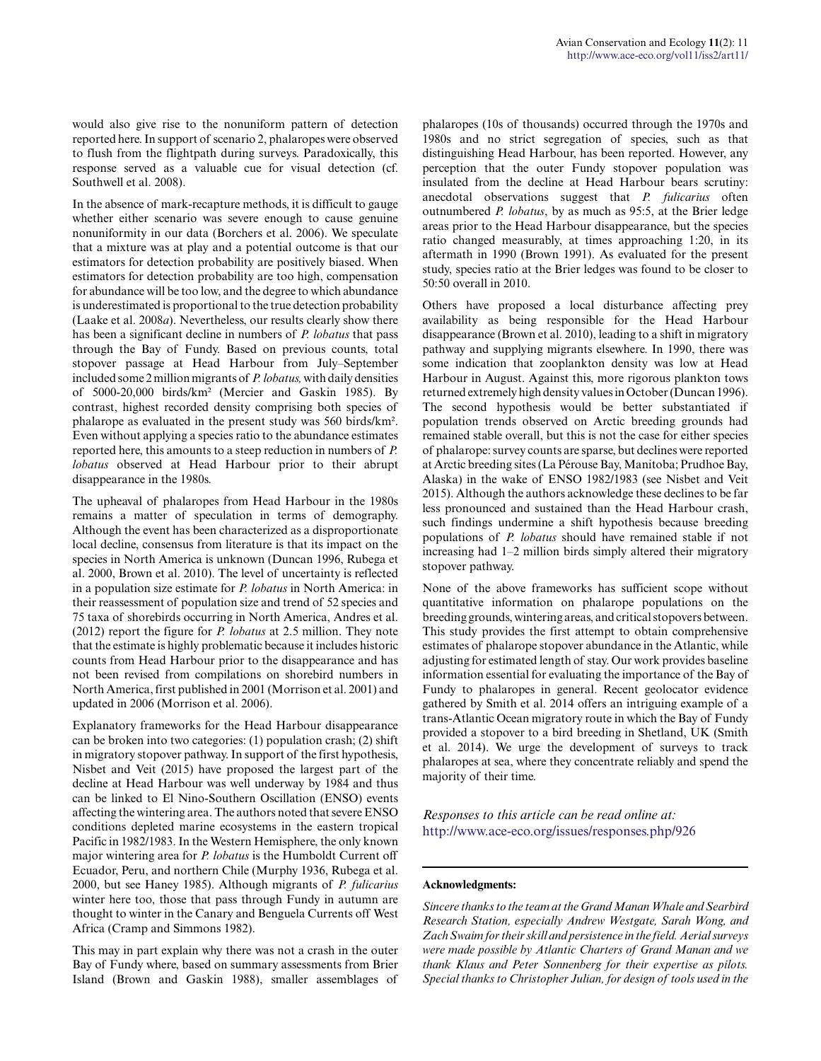would also give rise to the nonuniform pattern of detection reported here. In support of scenario 2, phalaropes were observed to flush from the flightpath during surveys. Paradoxically, this response served as a valuable cue for visual detection (cf. Southwell et al. 2008).

In the absence of mark-recapture methods, it is difficult to gauge whether either scenario was severe enough to cause genuine nonuniformity in our data (Borchers et al. 2006). We speculate that a mixture was at play and a potential outcome is that our estimators for detection probability are positively biased. When estimators for detection probability are too high, compensation for abundance will be too low, and the degree to which abundance is underestimated is proportional to the true detection probability (Laake et al. 2008*a*). Nevertheless, our results clearly show there has been a significant decline in numbers of *P. lobatus* that pass through the Bay of Fundy. Based on previous counts, total stopover passage at Head Harbour from July–September included some 2 million migrants of *P. lobatus,* with daily densities of 5000-20,000 birds/km² (Mercier and Gaskin 1985). By contrast, highest recorded density comprising both species of phalarope as evaluated in the present study was 560 birds/km². Even without applying a species ratio to the abundance estimates reported here, this amounts to a steep reduction in numbers of *P. lobatus* observed at Head Harbour prior to their abrupt disappearance in the 1980s.

The upheaval of phalaropes from Head Harbour in the 1980s remains a matter of speculation in terms of demography. Although the event has been characterized as a disproportionate local decline, consensus from literature is that its impact on the species in North America is unknown (Duncan 1996, Rubega et al. 2000, Brown et al. 2010). The level of uncertainty is reflected in a population size estimate for *P. lobatus* in North America: in their reassessment of population size and trend of 52 species and 75 taxa of shorebirds occurring in North America, Andres et al. (2012) report the figure for *P. lobatus* at 2.5 million. They note that the estimate is highly problematic because it includes historic counts from Head Harbour prior to the disappearance and has not been revised from compilations on shorebird numbers in North America, first published in 2001 (Morrison et al. 2001) and updated in 2006 (Morrison et al. 2006).

Explanatory frameworks for the Head Harbour disappearance can be broken into two categories: (1) population crash; (2) shift in migratory stopover pathway. In support of the first hypothesis, Nisbet and Veit (2015) have proposed the largest part of the decline at Head Harbour was well underway by 1984 and thus can be linked to El Nino-Southern Oscillation (ENSO) events affecting the wintering area. The authors noted that severe ENSO conditions depleted marine ecosystems in the eastern tropical Pacific in 1982/1983. In the Western Hemisphere, the only known major wintering area for *P. lobatus* is the Humboldt Current off Ecuador, Peru, and northern Chile (Murphy 1936, Rubega et al. 2000, but see Haney 1985). Although migrants of *P. fulicarius* winter here too, those that pass through Fundy in autumn are thought to winter in the Canary and Benguela Currents off West Africa (Cramp and Simmons 1982).

This may in part explain why there was not a crash in the outer Bay of Fundy where, based on summary assessments from Brier Island (Brown and Gaskin 1988), smaller assemblages of phalaropes (10s of thousands) occurred through the 1970s and 1980s and no strict segregation of species, such as that distinguishing Head Harbour, has been reported. However, any perception that the outer Fundy stopover population was insulated from the decline at Head Harbour bears scrutiny: anecdotal observations suggest that *P. fulicarius* often outnumbered *P. lobatus*, by as much as 95:5, at the Brier ledge areas prior to the Head Harbour disappearance, but the species ratio changed measurably, at times approaching 1:20, in its aftermath in 1990 (Brown 1991). As evaluated for the present study, species ratio at the Brier ledges was found to be closer to 50:50 overall in 2010.

Others have proposed a local disturbance affecting prey availability as being responsible for the Head Harbour disappearance (Brown et al. 2010), leading to a shift in migratory pathway and supplying migrants elsewhere. In 1990, there was some indication that zooplankton density was low at Head Harbour in August. Against this, more rigorous plankton tows returned extremely high density values in October (Duncan 1996). The second hypothesis would be better substantiated if population trends observed on Arctic breeding grounds had remained stable overall, but this is not the case for either species of phalarope: survey counts are sparse, but declines were reported at Arctic breeding sites (La Pérouse Bay, Manitoba; Prudhoe Bay, Alaska) in the wake of ENSO 1982/1983 (see Nisbet and Veit 2015). Although the authors acknowledge these declines to be far less pronounced and sustained than the Head Harbour crash, such findings undermine a shift hypothesis because breeding populations of *P. lobatus* should have remained stable if not increasing had 1–2 million birds simply altered their migratory stopover pathway.

None of the above frameworks has sufficient scope without quantitative information on phalarope populations on the breeding grounds, wintering areas, and critical stopovers between. This study provides the first attempt to obtain comprehensive estimates of phalarope stopover abundance in the Atlantic, while adjusting for estimated length of stay. Our work provides baseline information essential for evaluating the importance of the Bay of Fundy to phalaropes in general. Recent geolocator evidence gathered by Smith et al. 2014 offers an intriguing example of a trans-Atlantic Ocean migratory route in which the Bay of Fundy provided a stopover to a bird breeding in Shetland, UK (Smith et al. 2014). We urge the development of surveys to track phalaropes at sea, where they concentrate reliably and spend the majority of their time.

*Responses to this article can be read online at:*
http://www.ace-eco.org/issues/responses.php/926

**Acknowledgments:**

*Sincere thanks to the team at the Grand Manan Whale and Searbird Research Station, especially Andrew Westgate, Sarah Wong, and Zach Swaim for their skill and persistence in the field. Aerial surveys were made possible by Atlantic Charters of Grand Manan and we thank Klaus and Peter Sonnenberg for their expertise as pilots. Special thanks to Christopher Julian, for design of tools used in the*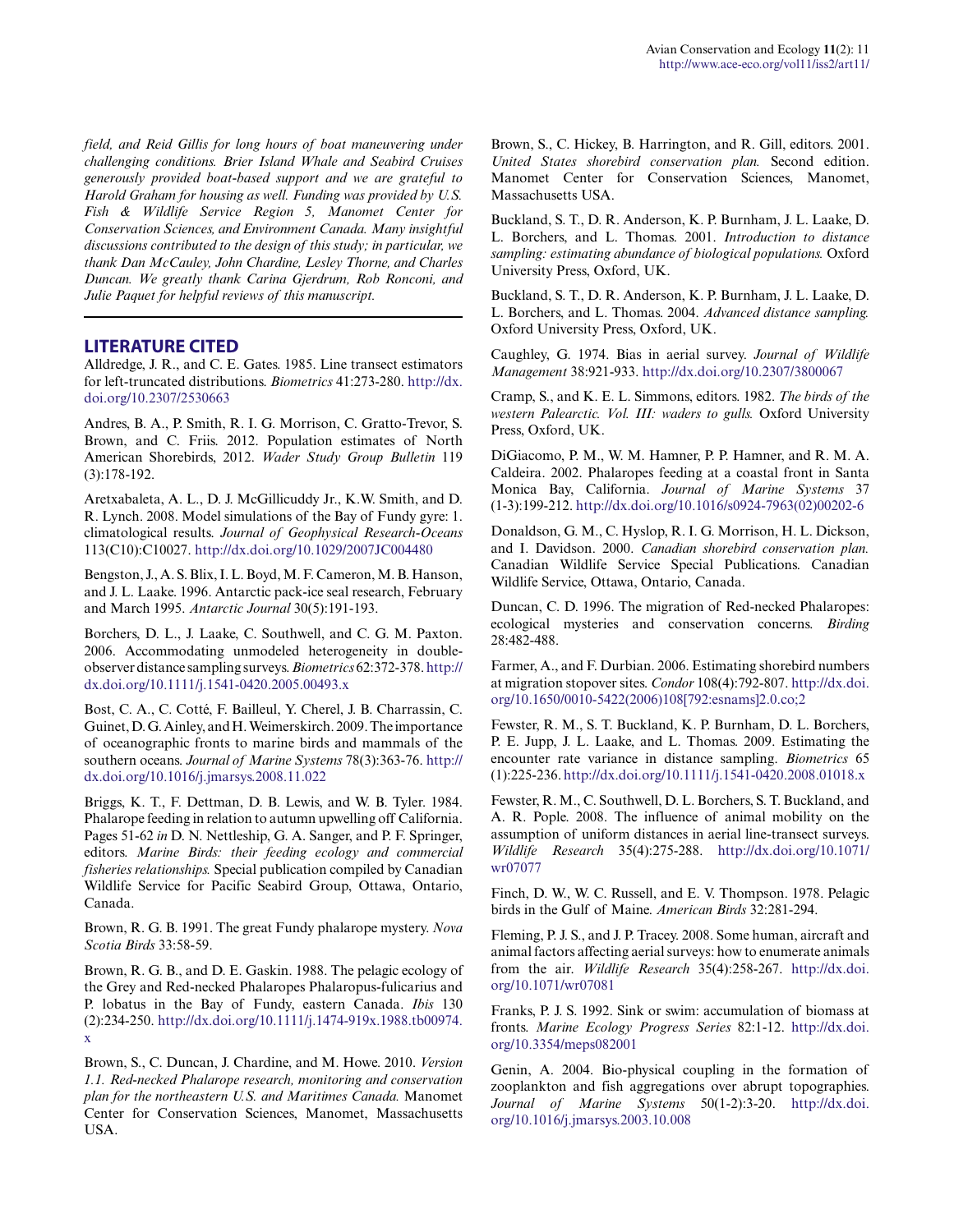*field, and Reid Gillis for long hours of boat maneuvering under challenging conditions. Brier Island Whale and Seabird Cruises generously provided boat-based support and we are grateful to Harold Graham for housing as well. Funding was provided by U.S. Fish & Wildlife Service Region 5, Manomet Center for Conservation Sciences, and Environment Canada. Many insightful discussions contributed to the design of this study; in particular, we thank Dan McCauley, John Chardine, Lesley Thorne, and Charles Duncan. We greatly thank Carina Gjerdrum, Rob Ronconi, and Julie Paquet for helpful reviews of this manuscript.*

## LITERATURE CITED

Alldredge, J. R., and C. E. Gates. 1985. Line transect estimators for left-truncated distributions. *Biometrics* 41:273-280. http://dx.doi.org/10.2307/2530663

Andres, B. A., P. Smith, R. I. G. Morrison, C. Gratto-Trevor, S. Brown, and C. Friis. 2012. Population estimates of North American Shorebirds, 2012. *Wader Study Group Bulletin* 119 (3):178-192.

Aretxabaleta, A. L., D. J. McGillicuddy Jr., K.W. Smith, and D. R. Lynch. 2008. Model simulations of the Bay of Fundy gyre: 1. climatological results. *Journal of Geophysical Research-Oceans* 113(C10):C10027. http://dx.doi.org/10.1029/2007JC004480

Bengston, J., A. S. Blix, I. L. Boyd, M. F. Cameron, M. B. Hanson, and J. L. Laake. 1996. Antarctic pack-ice seal research, February and March 1995. *Antarctic Journal* 30(5):191-193.

Borchers, D. L., J. Laake, C. Southwell, and C. G. M. Paxton. 2006. Accommodating unmodeled heterogeneity in double-observer distance sampling surveys. *Biometrics* 62:372-378. http://dx.doi.org/10.1111/j.1541-0420.2005.00493.x

Bost, C. A., C. Cotté, F. Bailleul, Y. Cherel, J. B. Charrassin, C. Guinet, D. G. Ainley, and H. Weimerskirch. 2009. The importance of oceanographic fronts to marine birds and mammals of the southern oceans. *Journal of Marine Systems* 78(3):363-76. http://dx.doi.org/10.1016/j.jmarsys.2008.11.022

Briggs, K. T., F. Dettman, D. B. Lewis, and W. B. Tyler. 1984. Phalarope feeding in relation to autumn upwelling off California. Pages 51-62 *in* D. N. Nettleship, G. A. Sanger, and P. F. Springer, editors. *Marine Birds: their feeding ecology and commercial fisheries relationships.* Special publication compiled by Canadian Wildlife Service for Pacific Seabird Group, Ottawa, Ontario, Canada.

Brown, R. G. B. 1991. The great Fundy phalarope mystery. *Nova Scotia Birds* 33:58-59.

Brown, R. G. B., and D. E. Gaskin. 1988. The pelagic ecology of the Grey and Red-necked Phalaropes Phalaropus-fulicarius and P. lobatus in the Bay of Fundy, eastern Canada. *Ibis* 130 (2):234-250. http://dx.doi.org/10.1111/j.1474-919x.1988.tb00974.x

Brown, S., C. Duncan, J. Chardine, and M. Howe. 2010. *Version 1.1. Red-necked Phalarope research, monitoring and conservation plan for the northeastern U.S. and Maritimes Canada.* Manomet Center for Conservation Sciences, Manomet, Massachusetts USA.

Brown, S., C. Hickey, B. Harrington, and R. Gill, editors. 2001. *United States shorebird conservation plan.* Second edition. Manomet Center for Conservation Sciences, Manomet, Massachusetts USA.

Buckland, S. T., D. R. Anderson, K. P. Burnham, J. L. Laake, D. L. Borchers, and L. Thomas. 2001. *Introduction to distance sampling: estimating abundance of biological populations.* Oxford University Press, Oxford, UK.

Buckland, S. T., D. R. Anderson, K. P. Burnham, J. L. Laake, D. L. Borchers, and L. Thomas. 2004. *Advanced distance sampling.* Oxford University Press, Oxford, UK.

Caughley, G. 1974. Bias in aerial survey. *Journal of Wildlife Management* 38:921-933. http://dx.doi.org/10.2307/3800067

Cramp, S., and K. E. L. Simmons, editors. 1982. *The birds of the western Palearctic. Vol. III: waders to gulls.* Oxford University Press, Oxford, UK.

DiGiacomo, P. M., W. M. Hamner, P. P. Hamner, and R. M. A. Caldeira. 2002. Phalaropes feeding at a coastal front in Santa Monica Bay, California. *Journal of Marine Systems* 37 (1-3):199-212. http://dx.doi.org/10.1016/s0924-7963(02)00202-6

Donaldson, G. M., C. Hyslop, R. I. G. Morrison, H. L. Dickson, and I. Davidson. 2000. *Canadian shorebird conservation plan.* Canadian Wildlife Service Special Publications. Canadian Wildlife Service, Ottawa, Ontario, Canada.

Duncan, C. D. 1996. The migration of Red-necked Phalaropes: ecological mysteries and conservation concerns. *Birding* 28:482-488.

Farmer, A., and F. Durbian. 2006. Estimating shorebird numbers at migration stopover sites. *Condor* 108(4):792-807. http://dx.doi.org/10.1650/0010-5422(2006)108[792:esnams]2.0.co;2

Fewster, R. M., S. T. Buckland, K. P. Burnham, D. L. Borchers, P. E. Jupp, J. L. Laake, and L. Thomas. 2009. Estimating the encounter rate variance in distance sampling. *Biometrics* 65 (1):225-236. http://dx.doi.org/10.1111/j.1541-0420.2008.01018.x

Fewster, R. M., C. Southwell, D. L. Borchers, S. T. Buckland, and A. R. Pople. 2008. The influence of animal mobility on the assumption of uniform distances in aerial line-transect surveys. *Wildlife Research* 35(4):275-288. http://dx.doi.org/10.1071/wr07077

Finch, D. W., W. C. Russell, and E. V. Thompson. 1978. Pelagic birds in the Gulf of Maine. *American Birds* 32:281-294.

Fleming, P. J. S., and J. P. Tracey. 2008. Some human, aircraft and animal factors affecting aerial surveys: how to enumerate animals from the air. *Wildlife Research* 35(4):258-267. http://dx.doi.org/10.1071/wr07081

Franks, P. J. S. 1992. Sink or swim: accumulation of biomass at fronts. *Marine Ecology Progress Series* 82:1-12. http://dx.doi.org/10.3354/meps082001

Genin, A. 2004. Bio-physical coupling in the formation of zooplankton and fish aggregations over abrupt topographies. *Journal of Marine Systems* 50(1-2):3-20. http://dx.doi.org/10.1016/j.jmarsys.2003.10.008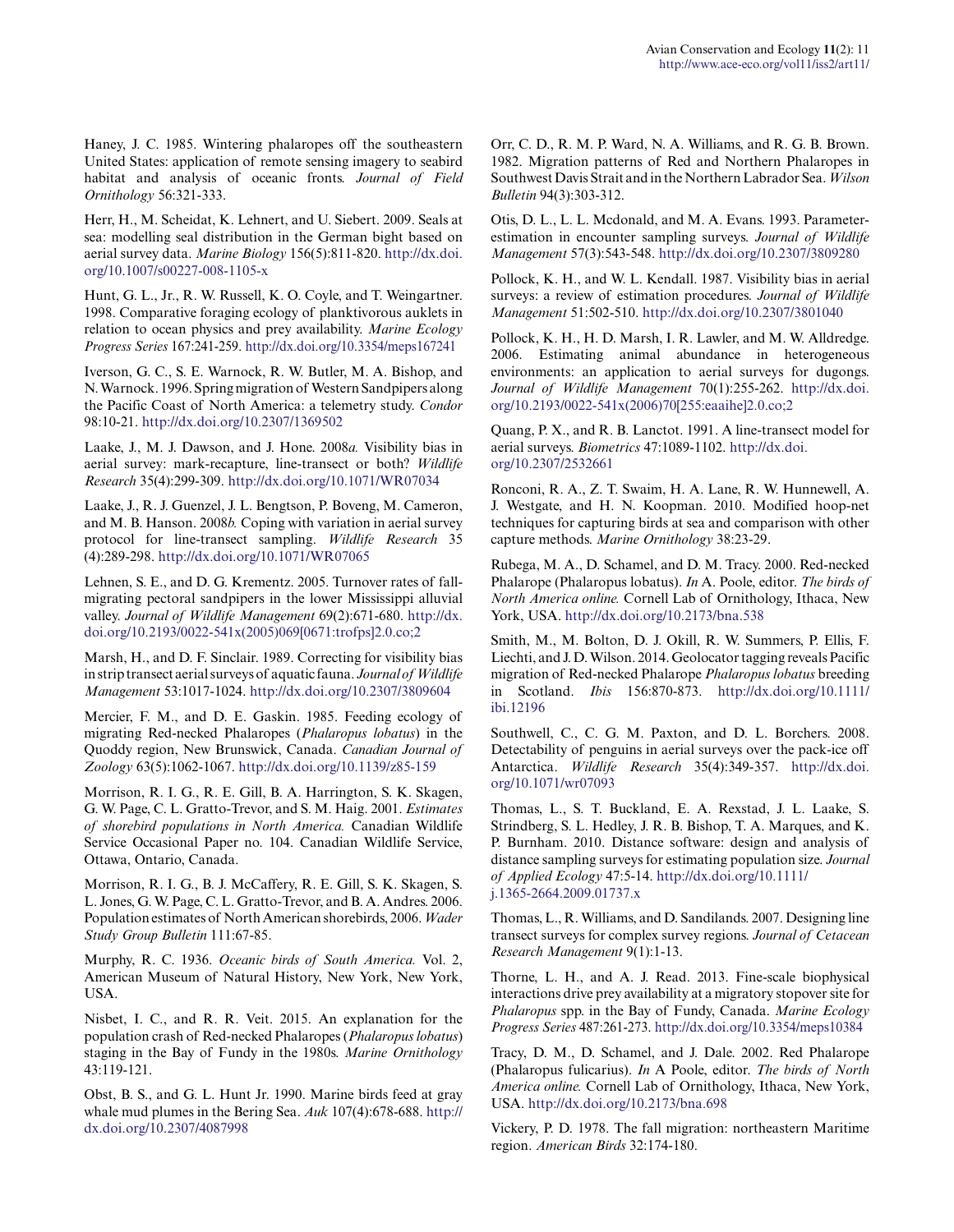Haney, J. C. 1985. Wintering phalaropes off the southeastern United States: application of remote sensing imagery to seabird habitat and analysis of oceanic fronts. *Journal of Field Ornithology* 56:321-333.

Herr, H., M. Scheidat, K. Lehnert, and U. Siebert. 2009. Seals at sea: modelling seal distribution in the German bight based on aerial survey data. *Marine Biology* 156(5):811-820. http://dx.doi.org/10.1007/s00227-008-1105-x

Hunt, G. L., Jr., R. W. Russell, K. O. Coyle, and T. Weingartner. 1998. Comparative foraging ecology of planktivorous auklets in relation to ocean physics and prey availability. *Marine Ecology Progress Series* 167:241-259. http://dx.doi.org/10.3354/meps167241

Iverson, G. C., S. E. Warnock, R. W. Butler, M. A. Bishop, and N. Warnock. 1996. Spring migration of Western Sandpipers along the Pacific Coast of North America: a telemetry study. *Condor* 98:10-21. http://dx.doi.org/10.2307/1369502

Laake, J., M. J. Dawson, and J. Hone. 2008*a.* Visibility bias in aerial survey: mark-recapture, line-transect or both? *Wildlife Research* 35(4):299-309. http://dx.doi.org/10.1071/WR07034

Laake, J., R. J. Guenzel, J. L. Bengtson, P. Boveng, M. Cameron, and M. B. Hanson. 2008*b.* Coping with variation in aerial survey protocol for line-transect sampling. *Wildlife Research* 35 (4):289-298. http://dx.doi.org/10.1071/WR07065

Lehnen, S. E., and D. G. Krementz. 2005. Turnover rates of fall-migrating pectoral sandpipers in the lower Mississippi alluvial valley. *Journal of Wildlife Management* 69(2):671-680. http://dx.doi.org/10.2193/0022-541x(2005)069[0671:trofps]2.0.co;2

Marsh, H., and D. F. Sinclair. 1989. Correcting for visibility bias in strip transect aerial surveys of aquatic fauna. *Journal of Wildlife Management* 53:1017-1024. http://dx.doi.org/10.2307/3809604

Mercier, F. M., and D. E. Gaskin. 1985. Feeding ecology of migrating Red-necked Phalaropes (*Phalaropus lobatus*) in the Quoddy region, New Brunswick, Canada. *Canadian Journal of Zoology* 63(5):1062-1067. http://dx.doi.org/10.1139/z85-159

Morrison, R. I. G., R. E. Gill, B. A. Harrington, S. K. Skagen, G. W. Page, C. L. Gratto-Trevor, and S. M. Haig. 2001. *Estimates of shorebird populations in North America.* Canadian Wildlife Service Occasional Paper no. 104. Canadian Wildlife Service, Ottawa, Ontario, Canada.

Morrison, R. I. G., B. J. McCaffery, R. E. Gill, S. K. Skagen, S. L. Jones, G. W. Page, C. L. Gratto-Trevor, and B. A. Andres. 2006. Population estimates of North American shorebirds, 2006. *Wader Study Group Bulletin* 111:67-85.

Murphy, R. C. 1936. *Oceanic birds of South America.* Vol. 2, American Museum of Natural History, New York, New York, USA.

Nisbet, I. C., and R. R. Veit. 2015. An explanation for the population crash of Red-necked Phalaropes (*Phalaropus lobatus*) staging in the Bay of Fundy in the 1980s. *Marine Ornithology* 43:119-121.

Obst, B. S., and G. L. Hunt Jr. 1990. Marine birds feed at gray whale mud plumes in the Bering Sea. *Auk* 107(4):678-688. http://dx.doi.org/10.2307/4087998

Orr, C. D., R. M. P. Ward, N. A. Williams, and R. G. B. Brown. 1982. Migration patterns of Red and Northern Phalaropes in Southwest Davis Strait and in the Northern Labrador Sea. *Wilson Bulletin* 94(3):303-312.

Otis, D. L., L. L. Mcdonald, and M. A. Evans. 1993. Parameter-estimation in encounter sampling surveys. *Journal of Wildlife Management* 57(3):543-548. http://dx.doi.org/10.2307/3809280

Pollock, K. H., and W. L. Kendall. 1987. Visibility bias in aerial surveys: a review of estimation procedures. *Journal of Wildlife Management* 51:502-510. http://dx.doi.org/10.2307/3801040

Pollock, K. H., H. D. Marsh, I. R. Lawler, and M. W. Alldredge. 2006. Estimating animal abundance in heterogeneous environments: an application to aerial surveys for dugongs. *Journal of Wildlife Management* 70(1):255-262. http://dx.doi.org/10.2193/0022-541x(2006)70[255:eaaihe]2.0.co;2

Quang, P. X., and R. B. Lanctot. 1991. A line-transect model for aerial surveys. *Biometrics* 47:1089-1102. http://dx.doi.org/10.2307/2532661

Ronconi, R. A., Z. T. Swaim, H. A. Lane, R. W. Hunnewell, A. J. Westgate, and H. N. Koopman. 2010. Modified hoop-net techniques for capturing birds at sea and comparison with other capture methods. *Marine Ornithology* 38:23-29.

Rubega, M. A., D. Schamel, and D. M. Tracy. 2000. Red-necked Phalarope (Phalaropus lobatus). *In* A. Poole, editor. *The birds of North America online.* Cornell Lab of Ornithology, Ithaca, New York, USA. http://dx.doi.org/10.2173/bna.538

Smith, M., M. Bolton, D. J. Okill, R. W. Summers, P. Ellis, F. Liechti, and J. D. Wilson. 2014. Geolocator tagging reveals Pacific migration of Red-necked Phalarope *Phalaropus lobatus* breeding in Scotland. *Ibis* 156:870-873. http://dx.doi.org/10.1111/ibi.12196

Southwell, C., C. G. M. Paxton, and D. L. Borchers. 2008. Detectability of penguins in aerial surveys over the pack-ice off Antarctica. *Wildlife Research* 35(4):349-357. http://dx.doi.org/10.1071/wr07093

Thomas, L., S. T. Buckland, E. A. Rexstad, J. L. Laake, S. Strindberg, S. L. Hedley, J. R. B. Bishop, T. A. Marques, and K. P. Burnham. 2010. Distance software: design and analysis of distance sampling surveys for estimating population size. *Journal of Applied Ecology* 47:5-14. http://dx.doi.org/10.1111/j.1365-2664.2009.01737.x

Thomas, L., R. Williams, and D. Sandilands. 2007. Designing line transect surveys for complex survey regions. *Journal of Cetacean Research Management* 9(1):1-13.

Thorne, L. H., and A. J. Read. 2013. Fine-scale biophysical interactions drive prey availability at a migratory stopover site for *Phalaropus* spp. in the Bay of Fundy, Canada. *Marine Ecology Progress Series* 487:261-273. http://dx.doi.org/10.3354/meps10384

Tracy, D. M., D. Schamel, and J. Dale. 2002. Red Phalarope (Phalaropus fulicarius). *In* A Poole, editor. *The birds of North America online.* Cornell Lab of Ornithology, Ithaca, New York, USA. http://dx.doi.org/10.2173/bna.698

Vickery, P. D. 1978. The fall migration: northeastern Maritime region. *American Birds* 32:174-180.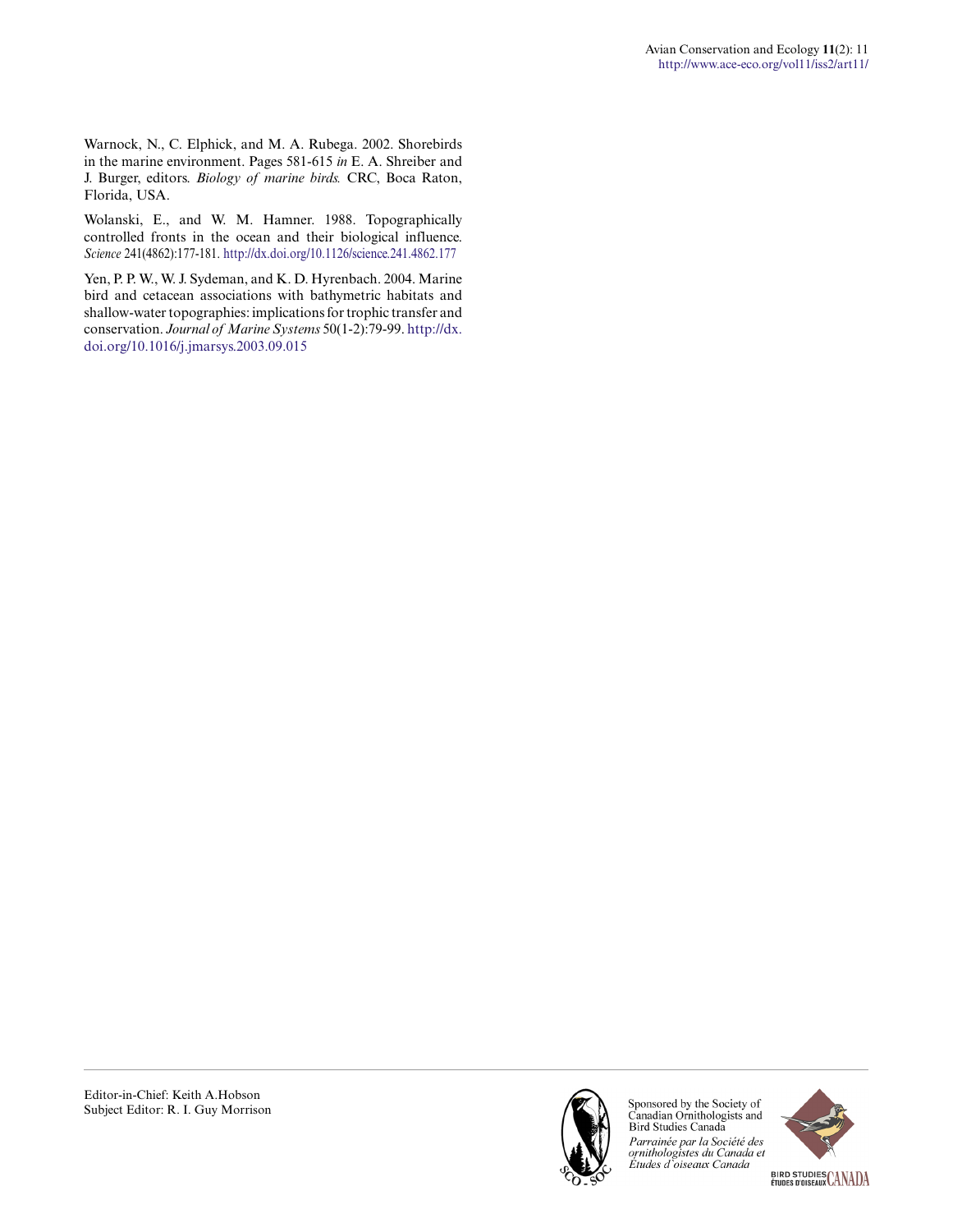Warnock, N., C. Elphick, and M. A. Rubega. 2002. Shorebirds in the marine environment. Pages 581-615 *in* E. A. Shreiber and J. Burger, editors. *Biology of marine birds.* CRC, Boca Raton, Florida, USA.

Wolanski, E., and W. M. Hamner. 1988. Topographically controlled fronts in the ocean and their biological influence. *Science* 241(4862):177-181. http://dx.doi.org/10.1126/science.241.4862.177

Yen, P. P. W., W. J. Sydeman, and K. D. Hyrenbach. 2004. Marine bird and cetacean associations with bathymetric habitats and shallow-water topographies: implications for trophic transfer and conservation. *Journal of Marine Systems* 50(1-2):79-99. http://dx.doi.org/10.1016/j.jmarsys.2003.09.015

Editor-in-Chief: Keith A.Hobson
Subject Editor: R. I. Guy Morrison

Sponsored by the Society of Canadian Ornithologists and Bird Studies Canada
*Parrainée par la Société des ornithologistes du Canada et Études d'oiseaux Canada*